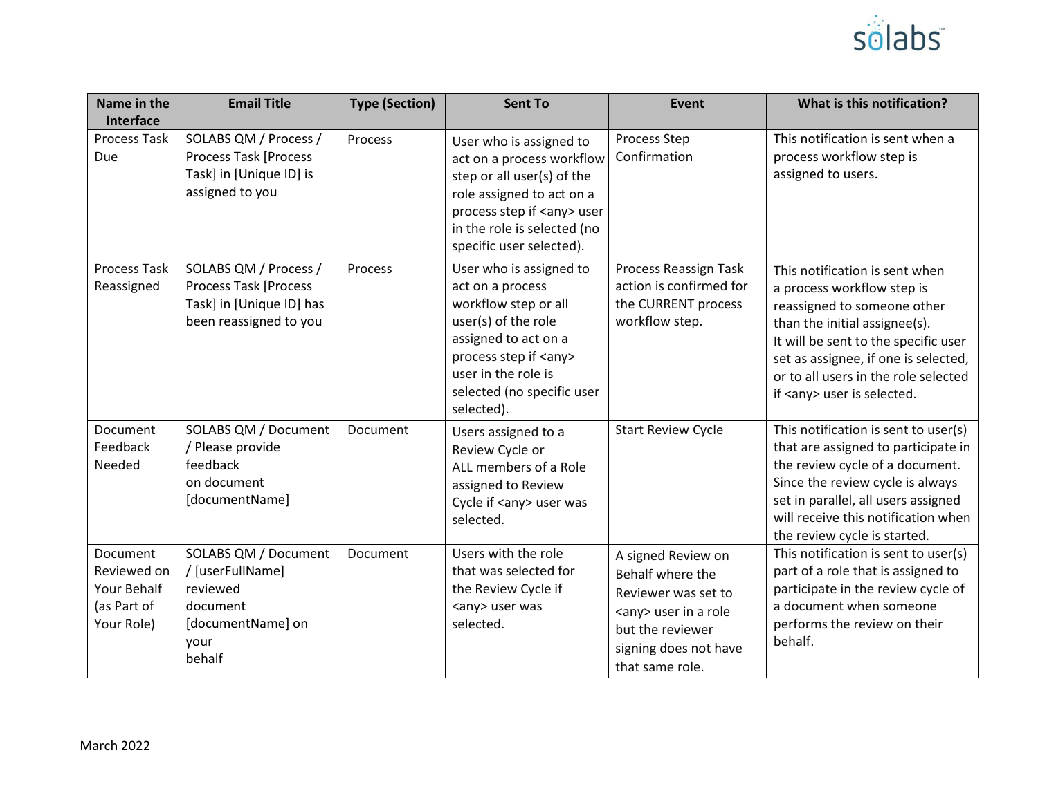| Name in the Interface | Email Title | Type (Section) | Sent To | Event | What is this notification? |
|---|---|---|---|---|---|
| Process Task Due | SOLABS QM / Process / Process Task [Process Task] in [Unique ID] is assigned to you | Process | User who is assigned to act on a process workflow step or all user(s) of the role assigned to act on a process step if <any> user in the role is selected (no specific user selected). | Process Step Confirmation | This notification is sent when a process workflow step is assigned to users. |
| Process Task Reassigned | SOLABS QM / Process / Process Task [Process Task] in [Unique ID] has been reassigned to you | Process | User who is assigned to act on a process workflow step or all user(s) of the role assigned to act on a process step if <any> user in the role is selected (no specific user selected). | Process Reassign Task action is confirmed for the CURRENT process workflow step. | This notification is sent when a process workflow step is reassigned to someone other than the initial assignee(s). It will be sent to the specific user set as assignee, if one is selected, or to all users in the role selected if <any> user is selected. |
| Document Feedback Needed | SOLABS QM / Document / Please provide feedback on document [documentName] | Document | Users assigned to a Review Cycle or ALL members of a Role assigned to Review Cycle if <any> user was selected. | Start Review Cycle | This notification is sent to user(s) that are assigned to participate in the review cycle of a document. Since the review cycle is always set in parallel, all users assigned will receive this notification when the review cycle is started. |
| Document Reviewed on Your Behalf (as Part of Your Role) | SOLABS QM / Document / [userFullName] reviewed document [documentName] on your behalf | Document | Users with the role that was selected for the Review Cycle if <any> user was selected. | A signed Review on Behalf where the Reviewer was set to <any> user in a role but the reviewer signing does not have that same role. | This notification is sent to user(s) part of a role that is assigned to participate in the review cycle of a document when someone performs the review on their behalf. |

March 2022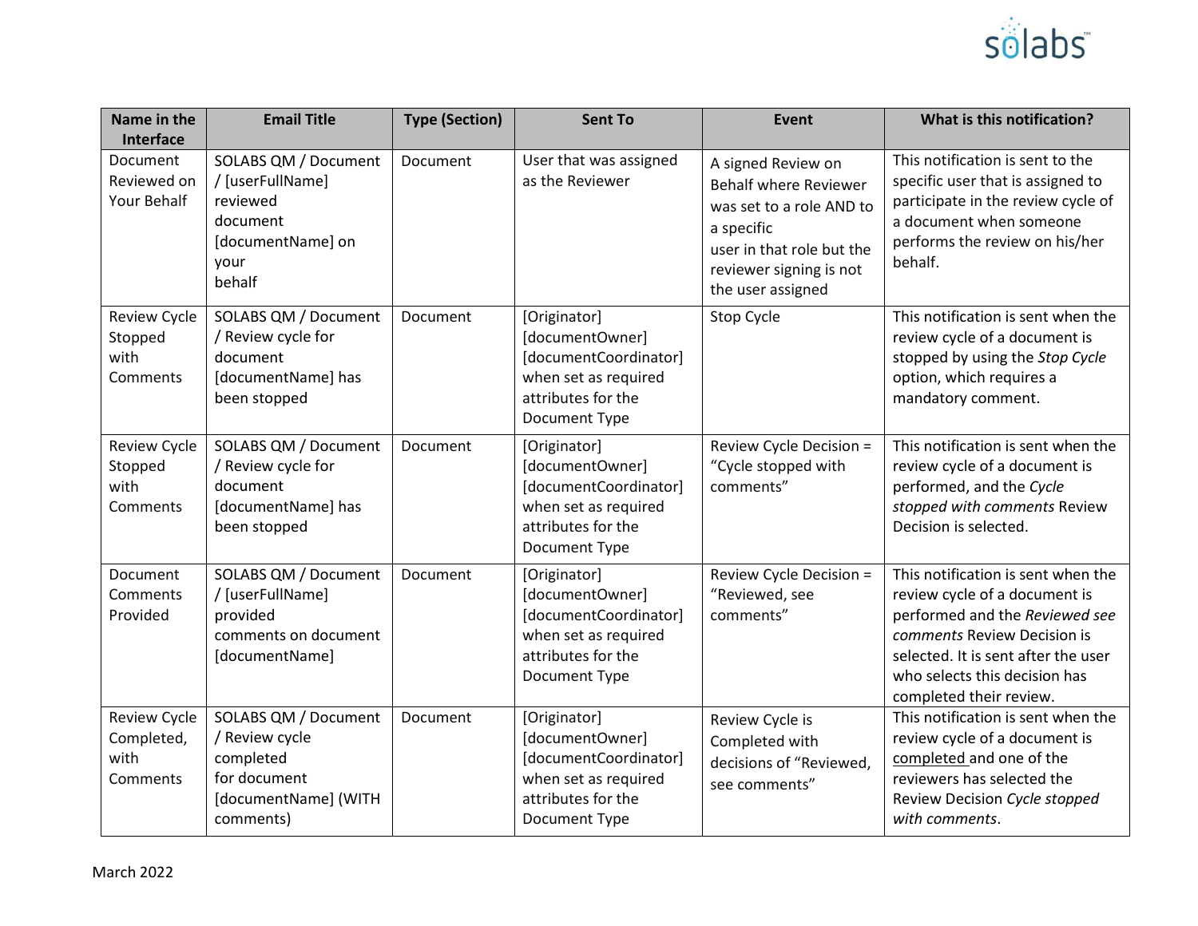| Name in the Interface | Email Title | Type (Section) | Sent To | Event | What is this notification? |
|---|---|---|---|---|---|
| Document Reviewed on Your Behalf | SOLABS QM / Document / [userFullName] reviewed document [documentName] on your behalf | Document | User that was assigned as the Reviewer | A signed Review on Behalf where Reviewer was set to a role AND to a specific user in that role but the reviewer signing is not the user assigned | This notification is sent to the specific user that is assigned to participate in the review cycle of a document when someone performs the review on his/her behalf. |
| Review Cycle Stopped with Comments | SOLABS QM / Document / Review cycle for document [documentName] has been stopped | Document | [Originator] [documentOwner] [documentCoordinator] when set as required attributes for the Document Type | Stop Cycle | This notification is sent when the review cycle of a document is stopped by using the *Stop Cycle* option, which requires a mandatory comment. |
| Review Cycle Stopped with Comments | SOLABS QM / Document / Review cycle for document [documentName] has been stopped | Document | [Originator] [documentOwner] [documentCoordinator] when set as required attributes for the Document Type | Review Cycle Decision = “Cycle stopped with comments” | This notification is sent when the review cycle of a document is performed, and the *Cycle stopped with comments* Review Decision is selected. |
| Document Comments Provided | SOLABS QM / Document / [userFullName] provided comments on document [documentName] | Document | [Originator] [documentOwner] [documentCoordinator] when set as required attributes for the Document Type | Review Cycle Decision = “Reviewed, see comments” | This notification is sent when the review cycle of a document is performed and the *Reviewed see comments* Review Decision is selected. It is sent after the user who selects this decision has completed their review. |
| Review Cycle Completed, with Comments | SOLABS QM / Document / Review cycle completed for document [documentName] (WITH comments) | Document | [Originator] [documentOwner] [documentCoordinator] when set as required attributes for the Document Type | Review Cycle is Completed with decisions of “Reviewed, see comments” | This notification is sent when the review cycle of a document is completed and one of the reviewers has selected the Review Decision *Cycle stopped with comments*. |

March 2022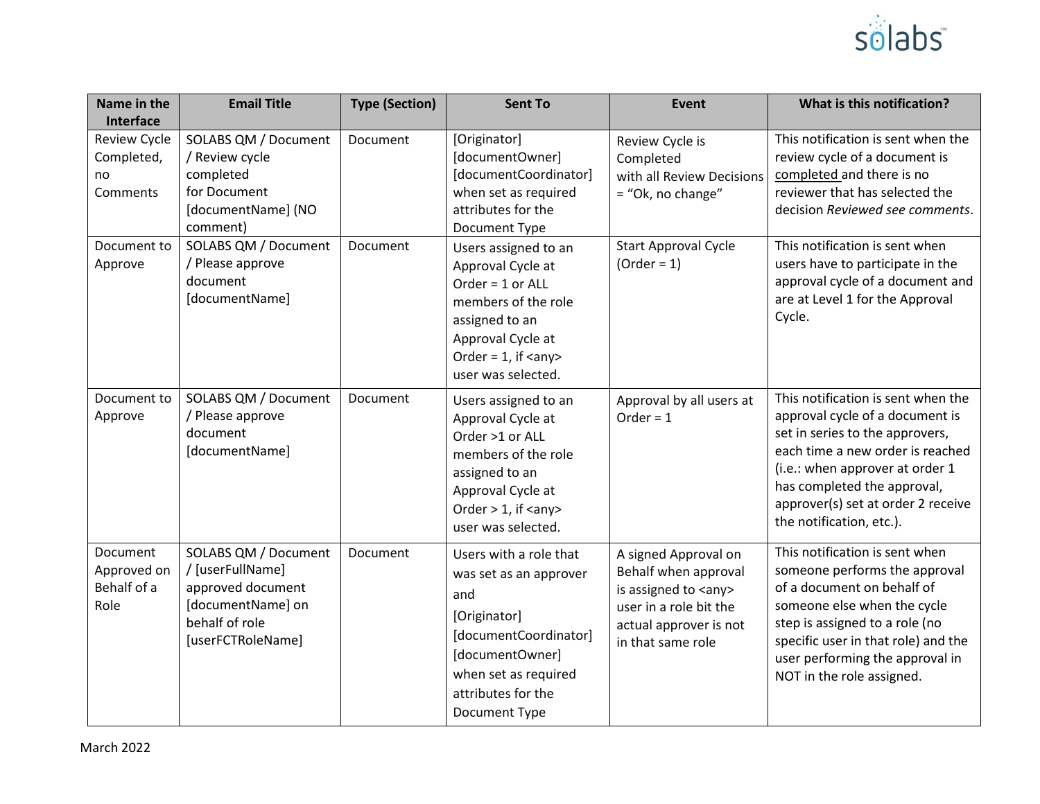| Name in the Interface | Email Title | Type (Section) | Sent To | Event | What is this notification? |
|---|---|---|---|---|---|
| Review Cycle Completed, no Comments | SOLABS QM / Document / Review cycle completed for Document [documentName] (NO comment) | Document | [Originator] [documentOwner] [documentCoordinator] when set as required attributes for the Document Type | Review Cycle is Completed with all Review Decisions = "Ok, no change" | This notification is sent when the review cycle of a document is completed and there is no reviewer that has selected the decision *Reviewed see comments*. |
| Document to Approve | SOLABS QM / Document / Please approve document [documentName] | Document | Users assigned to an Approval Cycle at Order = 1 or ALL members of the role assigned to an Approval Cycle at Order = 1, if <any> user was selected. | Start Approval Cycle (Order = 1) | This notification is sent when users have to participate in the approval cycle of a document and are at Level 1 for the Approval Cycle. |
| Document to Approve | SOLABS QM / Document / Please approve document [documentName] | Document | Users assigned to an Approval Cycle at Order >1 or ALL members of the role assigned to an Approval Cycle at Order > 1, if <any> user was selected. | Approval by all users at Order = 1 | This notification is sent when the approval cycle of a document is set in series to the approvers, each time a new order is reached (i.e.: when approver at order 1 has completed the approval, approver(s) set at order 2 receive the notification, etc.). |
| Document Approved on Behalf of a Role | SOLABS QM / Document / [userFullName] approved document [documentName] on behalf of role [userFCTRoleName] | Document | Users with a role that was set as an approver and [Originator] [documentCoordinator] [documentOwner] when set as required attributes for the Document Type | A signed Approval on Behalf when approval is assigned to <any> user in a role bit the actual approver is not in that same role | This notification is sent when someone performs the approval of a document on behalf of someone else when the cycle step is assigned to a role (no specific user in that role) and the user performing the approval in NOT in the role assigned. |

March 2022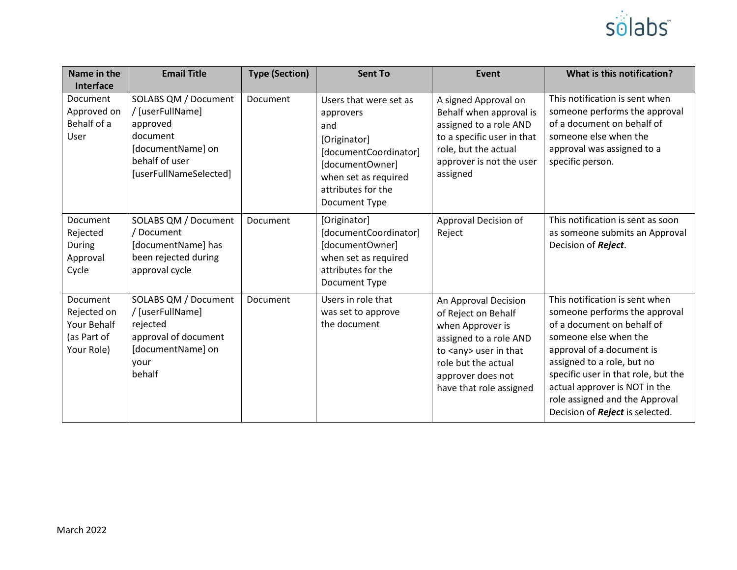| Name in the Interface | Email Title | Type (Section) | Sent To | Event | What is this notification? |
|---|---|---|---|---|---|
| Document Approved on Behalf of a User | SOLABS QM / Document / [userFullName] approved document [documentName] on behalf of user [userFullNameSelected] | Document | Users that were set as approvers and [Originator] [documentCoordinator] [documentOwner] when set as required attributes for the Document Type | A signed Approval on Behalf when approval is assigned to a role AND to a specific user in that role, but the actual approver is not the user assigned | This notification is sent when someone performs the approval of a document on behalf of someone else when the approval was assigned to a specific person. |
| Document Rejected During Approval Cycle | SOLABS QM / Document / Document [documentName] has been rejected during approval cycle | Document | [Originator] [documentCoordinator] [documentOwner] when set as required attributes for the Document Type | Approval Decision of Reject | This notification is sent as soon as someone submits an Approval Decision of ***Reject***. |
| Document Rejected on Your Behalf (as Part of Your Role) | SOLABS QM / Document / [userFullName] rejected approval of document [documentName] on your behalf | Document | Users in role that was set to approve the document | An Approval Decision of Reject on Behalf when Approver is assigned to a role AND to <any> user in that role but the actual approver does not have that role assigned | This notification is sent when someone performs the approval of a document on behalf of someone else when the approval of a document is assigned to a role, but no specific user in that role, but the actual approver is NOT in the role assigned and the Approval Decision of ***Reject*** is selected. |

March 2022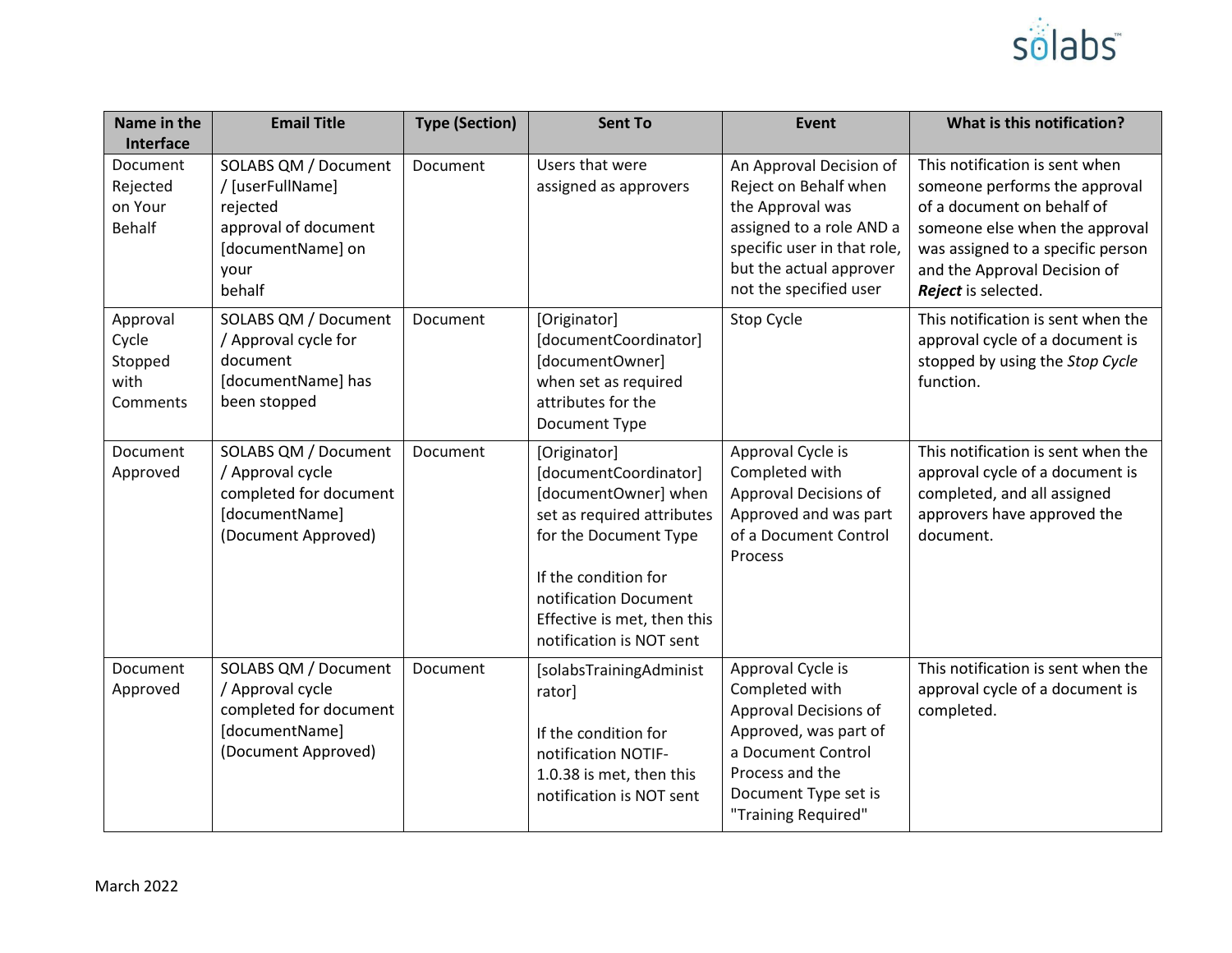| Name in the Interface | Email Title | Type (Section) | Sent To | Event | What is this notification? |
|---|---|---|---|---|---|
| Document Rejected on Your Behalf | SOLABS QM / Document / [userFullName] rejected approval of document [documentName] on your behalf | Document | Users that were assigned as approvers | An Approval Decision of Reject on Behalf when the Approval was assigned to a role AND a specific user in that role, but the actual approver not the specified user | This notification is sent when someone performs the approval of a document on behalf of someone else when the approval was assigned to a specific person and the Approval Decision of ***Reject*** is selected. |
| Approval Cycle Stopped with Comments | SOLABS QM / Document / Approval cycle for document [documentName] has been stopped | Document | [Originator] [documentCoordinator] [documentOwner] when set as required attributes for the Document Type | Stop Cycle | This notification is sent when the approval cycle of a document is stopped by using the *Stop Cycle* function. |
| Document Approved | SOLABS QM / Document / Approval cycle completed for document [documentName] (Document Approved) | Document | [Originator] [documentCoordinator] [documentOwner] when set as required attributes for the Document Type<br><br>If the condition for notification Document Effective is met, then this notification is NOT sent | Approval Cycle is Completed with Approval Decisions of Approved and was part of a Document Control Process | This notification is sent when the approval cycle of a document is completed, and all assigned approvers have approved the document. |
| Document Approved | SOLABS QM / Document / Approval cycle completed for document [documentName] (Document Approved) | Document | [solabsTrainingAdministrator]<br><br>If the condition for notification NOTIF-1.0.38 is met, then this notification is NOT sent | Approval Cycle is Completed with Approval Decisions of Approved, was part of a Document Control Process and the Document Type set is "Training Required" | This notification is sent when the approval cycle of a document is completed. |

March 2022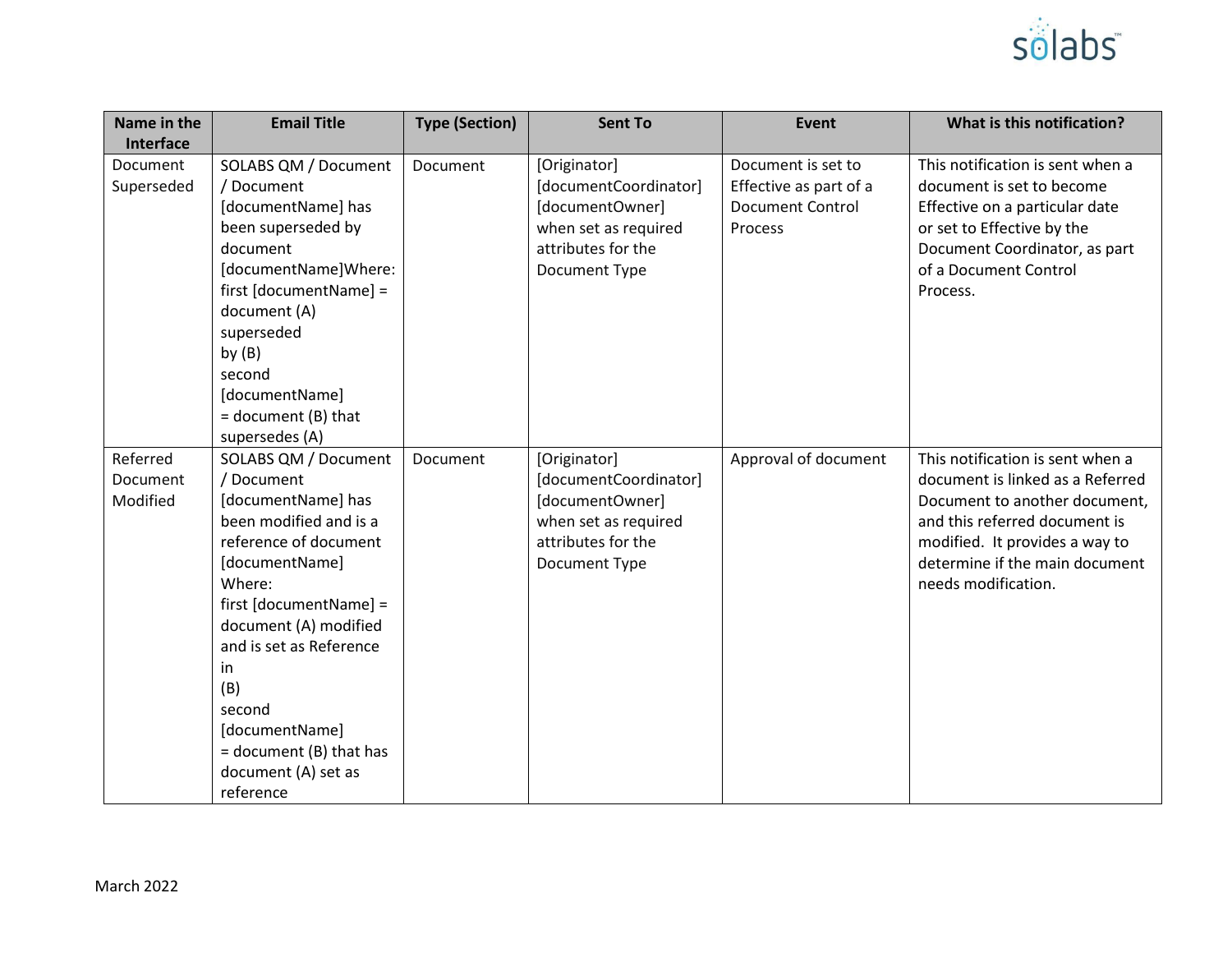| Name in the Interface | Email Title | Type (Section) | Sent To | Event | What is this notification? |
|---|---|---|---|---|---|
| Document Superseded | SOLABS QM / Document / Document [documentName] has been superseded by document [documentName]Where: first [documentName] = document (A) superseded by (B) second [documentName] = document (B) that supersedes (A) | Document | [Originator] [documentCoordinator] [documentOwner] when set as required attributes for the Document Type | Document is set to Effective as part of a Document Control Process | This notification is sent when a document is set to become Effective on a particular date or set to Effective by the Document Coordinator, as part of a Document Control Process. |
| Referred Document Modified | SOLABS QM / Document / Document [documentName] has been modified and is a reference of document [documentName] Where: first [documentName] = document (A) modified and is set as Reference in (B) second [documentName] = document (B) that has document (A) set as reference | Document | [Originator] [documentCoordinator] [documentOwner] when set as required attributes for the Document Type | Approval of document | This notification is sent when a document is linked as a Referred Document to another document, and this referred document is modified. It provides a way to determine if the main document needs modification. |

March 2022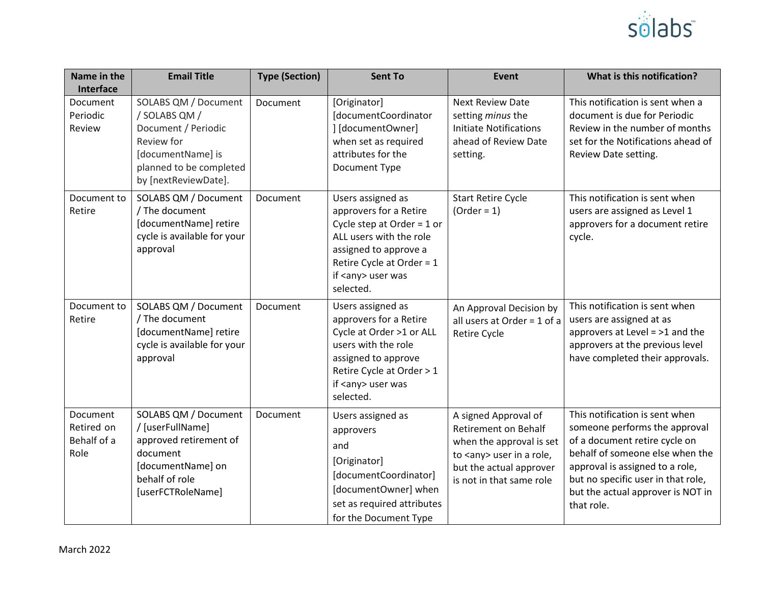| Name in the Interface | Email Title | Type (Section) | Sent To | Event | What is this notification? |
|---|---|---|---|---|---|
| Document Periodic Review | SOLABS QM / Document / SOLABS QM / Document / Periodic Review for [documentName] is planned to be completed by [nextReviewDate]. | Document | [Originator] [documentCoordinator] [documentOwner] when set as required attributes for the Document Type | Next Review Date setting *minus* the Initiate Notifications ahead of Review Date setting. | This notification is sent when a document is due for Periodic Review in the number of months set for the Notifications ahead of Review Date setting. |
| Document to Retire | SOLABS QM / Document / The document [documentName] retire cycle is available for your approval | Document | Users assigned as approvers for a Retire Cycle step at Order = 1 or ALL users with the role assigned to approve a Retire Cycle at Order = 1 if <any> user was selected. | Start Retire Cycle (Order = 1) | This notification is sent when users are assigned as Level 1 approvers for a document retire cycle. |
| Document to Retire | SOLABS QM / Document / The document [documentName] retire cycle is available for your approval | Document | Users assigned as approvers for a Retire Cycle at Order >1 or ALL users with the role assigned to approve Retire Cycle at Order > 1 if <any> user was selected. | An Approval Decision by all users at Order = 1 of a Retire Cycle | This notification is sent when users are assigned at as approvers at Level = >1 and the approvers at the previous level have completed their approvals. |
| Document Retired on Behalf of a Role | SOLABS QM / Document / [userFullName] approved retirement of document [documentName] on behalf of role [userFCTRoleName] | Document | Users assigned as approvers and [Originator] [documentCoordinator] [documentOwner] when set as required attributes for the Document Type | A signed Approval of Retirement on Behalf when the approval is set to <any> user in a role, but the actual approver is not in that same role | This notification is sent when someone performs the approval of a document retire cycle on behalf of someone else when the approval is assigned to a role, but no specific user in that role, but the actual approver is NOT in that role. |

March 2022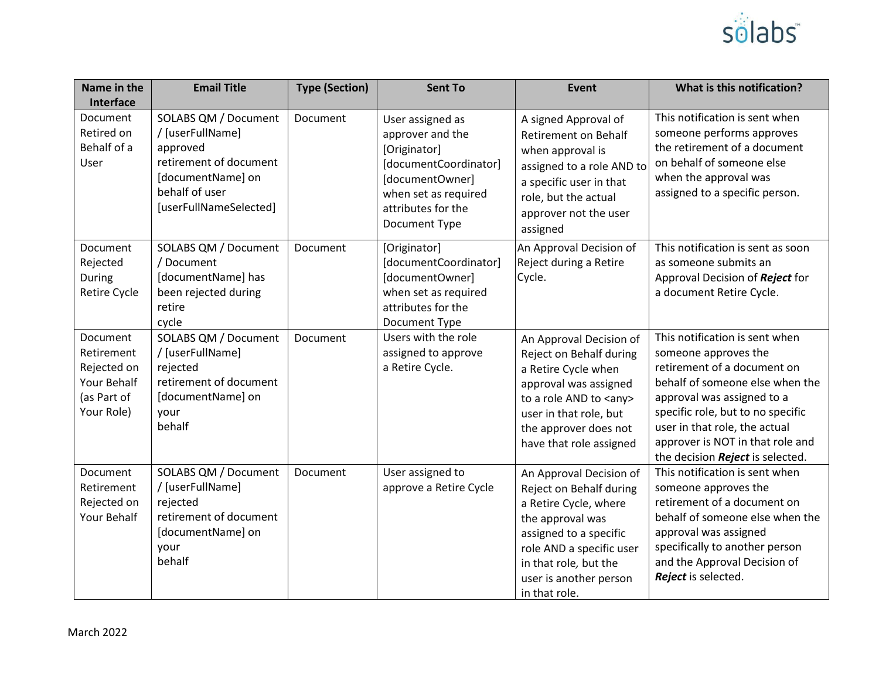| Name in the Interface | Email Title | Type (Section) | Sent To | Event | What is this notification? |
|---|---|---|---|---|---|
| Document Retired on Behalf of a User | SOLABS QM / Document / [userFullName] approved retirement of document [documentName] on behalf of user [userFullNameSelected] | Document | User assigned as approver and the [Originator] [documentCoordinator] [documentOwner] when set as required attributes for the Document Type | A signed Approval of Retirement on Behalf when approval is assigned to a role AND to a specific user in that role, but the actual approver not the user assigned | This notification is sent when someone performs approves the retirement of a document on behalf of someone else when the approval was assigned to a specific person. |
| Document Rejected During Retire Cycle | SOLABS QM / Document / Document [documentName] has been rejected during retire cycle | Document | [Originator] [documentCoordinator] [documentOwner] when set as required attributes for the Document Type | An Approval Decision of Reject during a Retire Cycle. | This notification is sent as soon as someone submits an Approval Decision of ***Reject*** for a document Retire Cycle. |
| Document Retirement Rejected on Your Behalf (as Part of Your Role) | SOLABS QM / Document / [userFullName] rejected retirement of document [documentName] on your behalf | Document | Users with the role assigned to approve a Retire Cycle. | An Approval Decision of Reject on Behalf during a Retire Cycle when approval was assigned to a role AND to <any> user in that role, but the approver does not have that role assigned | This notification is sent when someone approves the retirement of a document on behalf of someone else when the approval was assigned to a specific role, but to no specific user in that role, the actual approver is NOT in that role and the decision ***Reject*** is selected. |
| Document Retirement Rejected on Your Behalf | SOLABS QM / Document / [userFullName] rejected retirement of document [documentName] on your behalf | Document | User assigned to approve a Retire Cycle | An Approval Decision of Reject on Behalf during a Retire Cycle, where the approval was assigned to a specific role AND a specific user in that role, but the user is another person in that role. | This notification is sent when someone approves the retirement of a document on behalf of someone else when the approval was assigned specifically to another person and the Approval Decision of ***Reject*** is selected. |

March 2022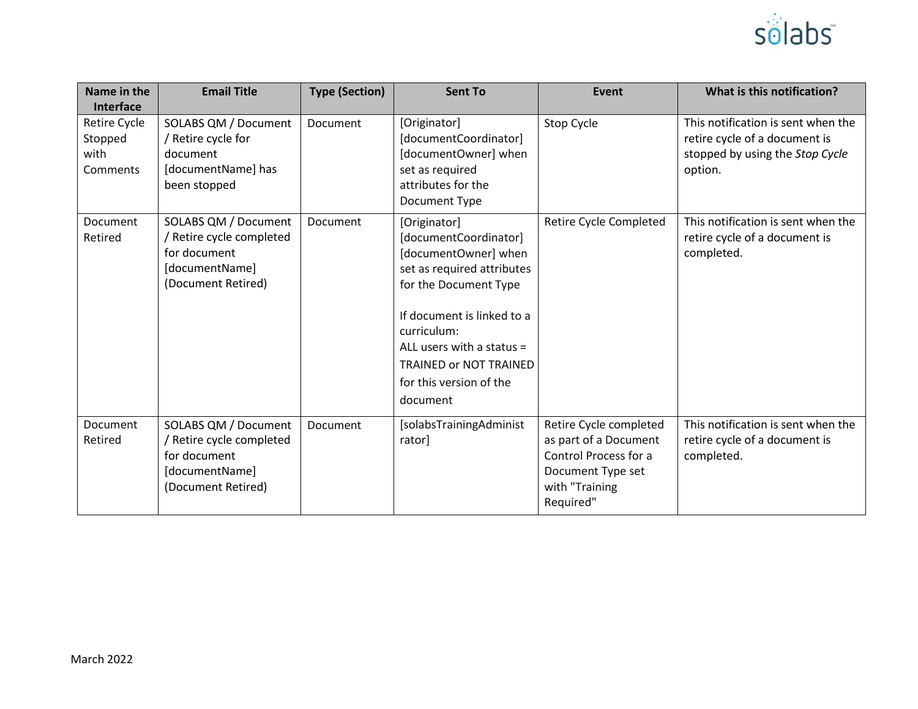| Name in the Interface | Email Title | Type (Section) | Sent To | Event | What is this notification? |
|---|---|---|---|---|---|
| Retire Cycle Stopped with Comments | SOLABS QM / Document / Retire cycle for document [documentName] has been stopped | Document | [Originator] [documentCoordinator] [documentOwner] when set as required attributes for the Document Type | Stop Cycle | This notification is sent when the retire cycle of a document is stopped by using the *Stop Cycle* option. |
| Document Retired | SOLABS QM / Document / Retire cycle completed for document [documentName] (Document Retired) | Document | [Originator] [documentCoordinator] [documentOwner] when set as required attributes for the Document Type<br><br>If document is linked to a curriculum:<br>ALL users with a status = TRAINED or NOT TRAINED for this version of the document | Retire Cycle Completed | This notification is sent when the retire cycle of a document is completed. |
| Document Retired | SOLABS QM / Document / Retire cycle completed for document [documentName] (Document Retired) | Document | [solabsTrainingAdministrator] | Retire Cycle completed as part of a Document Control Process for a Document Type set with "Training Required" | This notification is sent when the retire cycle of a document is completed. |

March 2022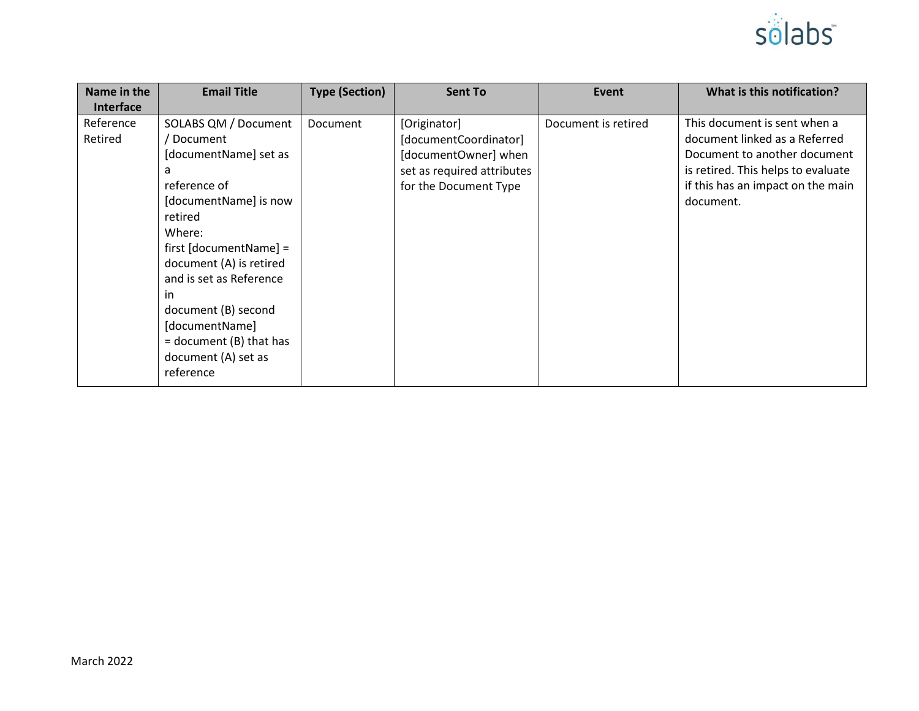| Name in the Interface | Email Title | Type (Section) | Sent To | Event | What is this notification? |
|---|---|---|---|---|---|
| Reference Retired | SOLABS QM / Document / Document [documentName] set as a reference of [documentName] is now retired Where: first [documentName] = document (A) is retired and is set as Reference in document (B) second [documentName] = document (B) that has document (A) set as reference | Document | [Originator] [documentCoordinator] [documentOwner] when set as required attributes for the Document Type | Document is retired | This document is sent when a document linked as a Referred Document to another document is retired. This helps to evaluate if this has an impact on the main document. |

March 2022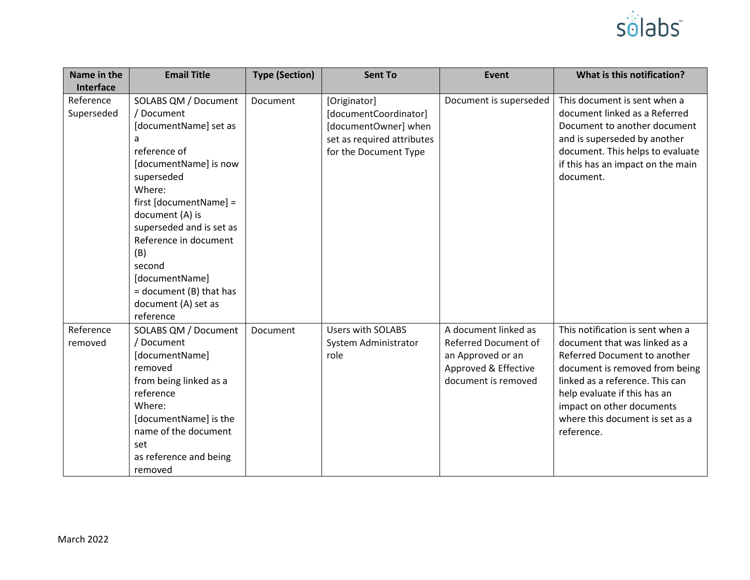| Name in the Interface | Email Title | Type (Section) | Sent To | Event | What is this notification? |
|---|---|---|---|---|---|
| Reference Superseded | SOLABS QM / Document / Document [documentName] set as a reference of [documentName] is now superseded Where: first [documentName] = document (A) is superseded and is set as Reference in document (B) second [documentName] = document (B) that has document (A) set as reference | Document | [Originator] [documentCoordinator] [documentOwner] when set as required attributes for the Document Type | Document is superseded | This document is sent when a document linked as a Referred Document to another document and is superseded by another document. This helps to evaluate if this has an impact on the main document. |
| Reference removed | SOLABS QM / Document / Document [documentName] removed from being linked as a reference Where: [documentName] is the name of the document set as reference and being removed | Document | Users with SOLABS System Administrator role | A document linked as Referred Document of an Approved or an Approved & Effective document is removed | This notification is sent when a document that was linked as a Referred Document to another document is removed from being linked as a reference. This can help evaluate if this has an impact on other documents where this document is set as a reference. |

March 2022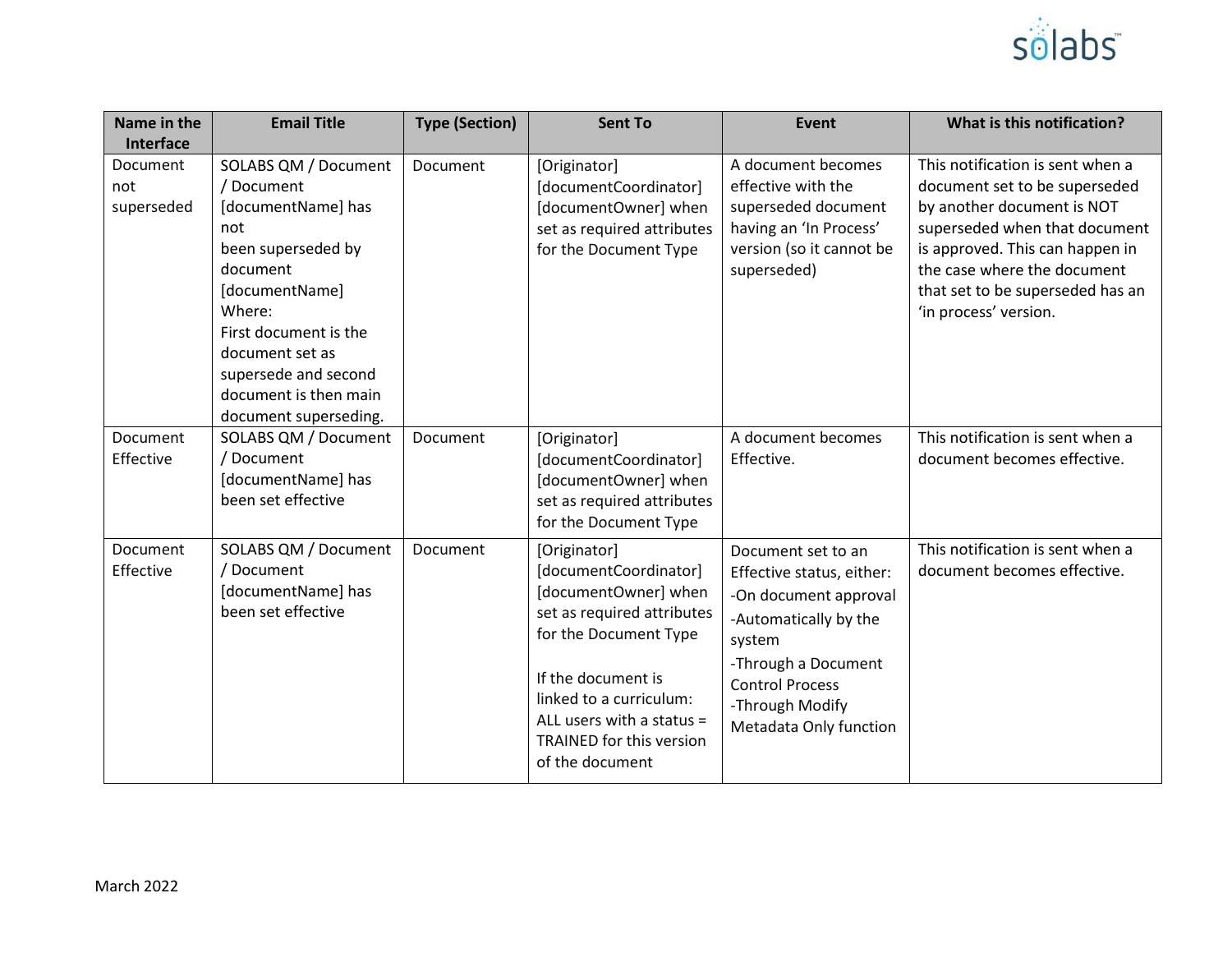| Name in the Interface | Email Title | Type (Section) | Sent To | Event | What is this notification? |
|---|---|---|---|---|---|
| Document not superseded | SOLABS QM / Document / Document [documentName] has not been superseded by document [documentName] Where: First document is the document set as supersede and second document is then main document superseding. | Document | [Originator] [documentCoordinator] [documentOwner] when set as required attributes for the Document Type | A document becomes effective with the superseded document having an 'In Process' version (so it cannot be superseded) | This notification is sent when a document set to be superseded by another document is NOT superseded when that document is approved. This can happen in the case where the document that set to be superseded has an 'in process' version. |
| Document Effective | SOLABS QM / Document / Document [documentName] has been set effective | Document | [Originator] [documentCoordinator] [documentOwner] when set as required attributes for the Document Type | A document becomes Effective. | This notification is sent when a document becomes effective. |
| Document Effective | SOLABS QM / Document / Document [documentName] has been set effective | Document | [Originator] [documentCoordinator] [documentOwner] when set as required attributes for the Document Type<br><br>If the document is linked to a curriculum: ALL users with a status = TRAINED for this version of the document | Document set to an Effective status, either:<br>-On document approval<br>-Automatically by the system<br>-Through a Document Control Process<br>-Through Modify Metadata Only function | This notification is sent when a document becomes effective. |

March 2022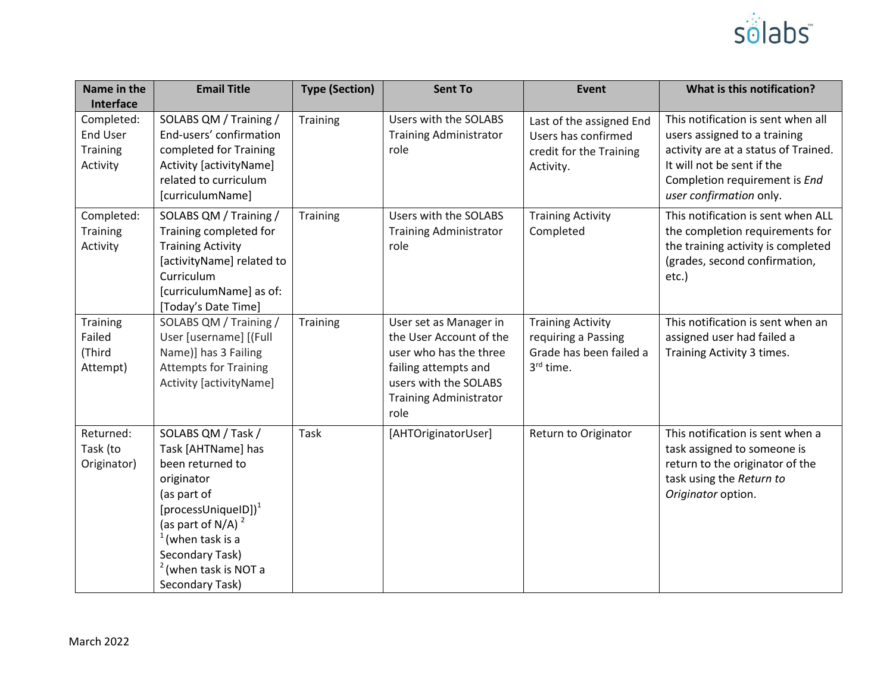| Name in the Interface | Email Title | Type (Section) | Sent To | Event | What is this notification? |
|---|---|---|---|---|---|
| Completed: End User Training Activity | SOLABS QM / Training / End-users' confirmation completed for Training Activity [activityName] related to curriculum [curriculumName] | Training | Users with the SOLABS Training Administrator role | Last of the assigned End Users has confirmed credit for the Training Activity. | This notification is sent when all users assigned to a training activity are at a status of Trained. It will not be sent if the Completion requirement is *End user confirmation* only. |
| Completed: Training Activity | SOLABS QM / Training / Training completed for Training Activity [activityName] related to Curriculum [curriculumName] as of: [Today's Date Time] | Training | Users with the SOLABS Training Administrator role | Training Activity Completed | This notification is sent when ALL the completion requirements for the training activity is completed (grades, second confirmation, etc.) |
| Training Failed (Third Attempt) | SOLABS QM / Training / User [username] [(Full Name)] has 3 Failing Attempts for Training Activity [activityName] | Training | User set as Manager in the User Account of the user who has the three failing attempts and users with the SOLABS Training Administrator role | Training Activity requiring a Passing Grade has been failed a 3rd time. | This notification is sent when an assigned user had failed a Training Activity 3 times. |
| Returned: Task (to Originator) | SOLABS QM / Task / Task [AHTName] has been returned to originator (as part of [processUniqueID])[1] (as part of N/A)[2] [1] (when task is a Secondary Task) [2] (when task is NOT a Secondary Task) | Task | [AHTOriginatorUser] | Return to Originator | This notification is sent when a task assigned to someone is return to the originator of the task using the *Return to Originator* option. |

March 2022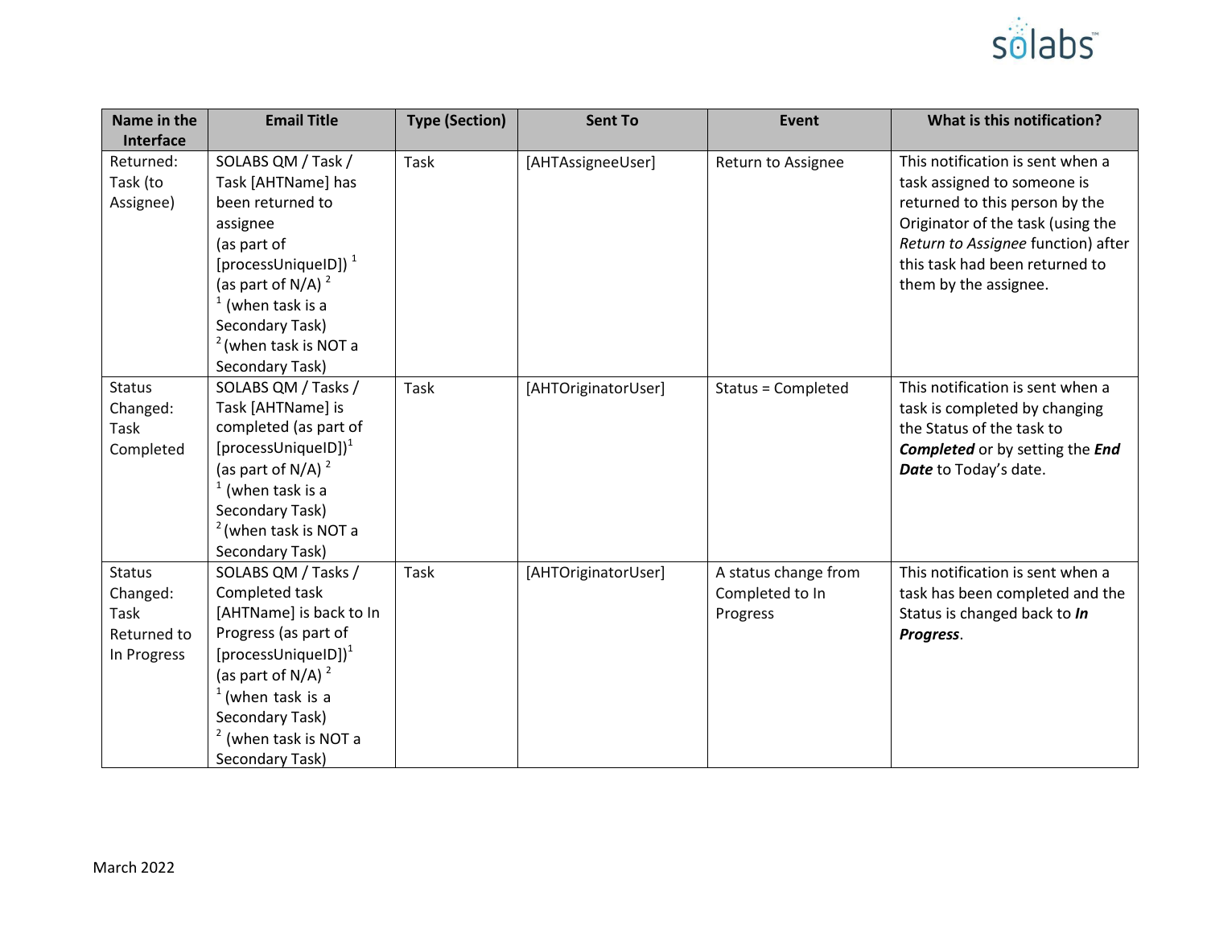| Name in the Interface | Email Title | Type (Section) | Sent To | Event | What is this notification? |
|---|---|---|---|---|---|
| Returned: Task (to Assignee) | SOLABS QM / Task / Task [AHTName] has been returned to assignee (as part of [processUniqueID]) [1] (as part of N/A) [2] [1] (when task is a Secondary Task) [2] (when task is NOT a Secondary Task) | Task | [AHTAssigneeUser] | Return to Assignee | This notification is sent when a task assigned to someone is returned to this person by the Originator of the task (using the *Return to Assignee* function) after this task had been returned to them by the assignee. |
| Status Changed: Task Completed | SOLABS QM / Tasks / Task [AHTName] is completed (as part of [processUniqueID])[1] (as part of N/A) [2] [1] (when task is a Secondary Task) [2] (when task is NOT a Secondary Task) | Task | [AHTOriginatorUser] | Status = Completed | This notification is sent when a task is completed by changing the Status of the task to ***Completed*** or by setting the ***End Date*** to Today's date. |
| Status Changed: Task Returned to In Progress | SOLABS QM / Tasks / Completed task [AHTName] is back to In Progress (as part of [processUniqueID])[1] (as part of N/A) [2] [1] (when task is a Secondary Task) [2] (when task is NOT a Secondary Task) | Task | [AHTOriginatorUser] | A status change from Completed to In Progress | This notification is sent when a task has been completed and the Status is changed back to ***In Progress***. |

March 2022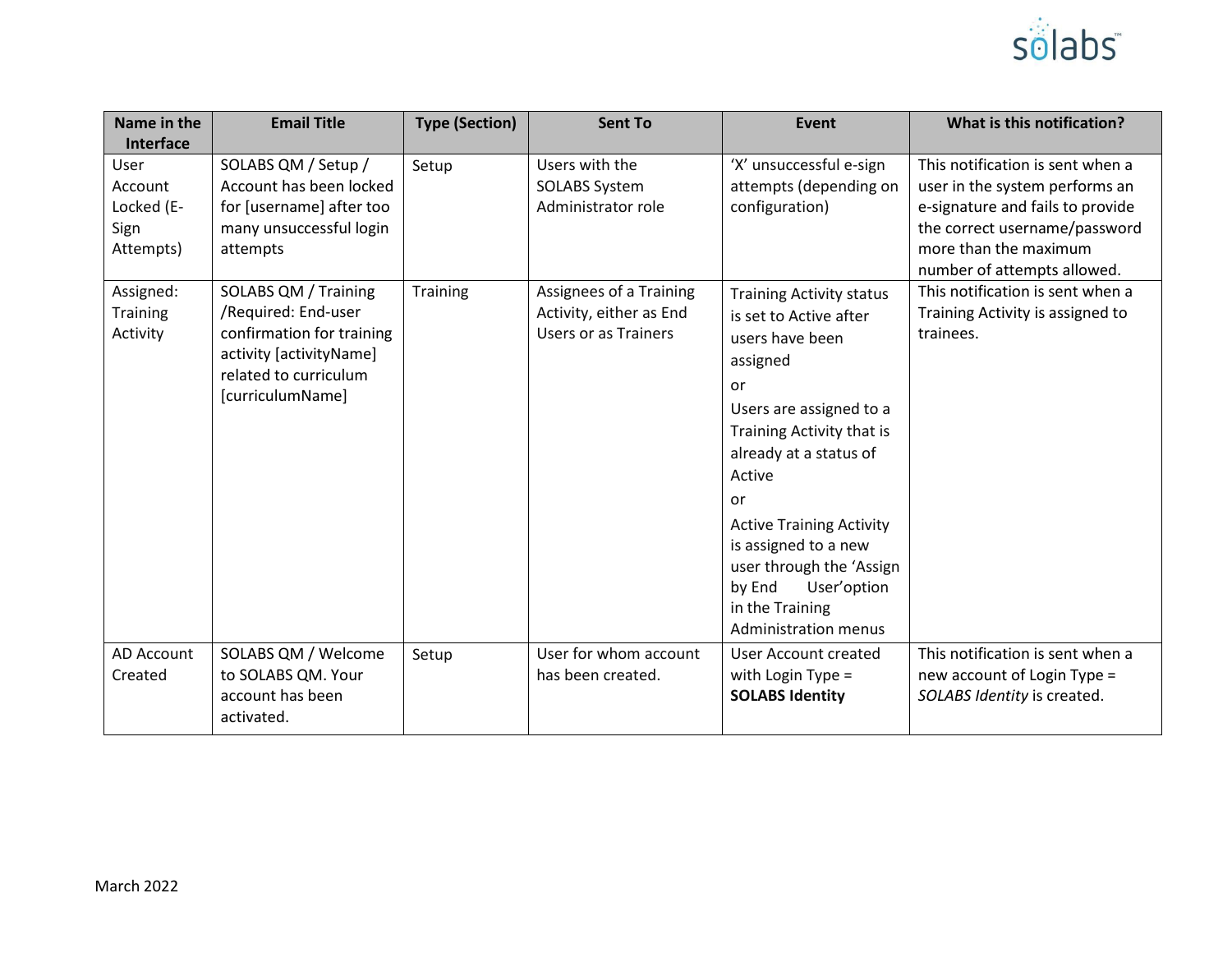| Name in the Interface | Email Title | Type (Section) | Sent To | Event | What is this notification? |
|---|---|---|---|---|---|
| User Account Locked (E-Sign Attempts) | SOLABS QM / Setup / Account has been locked for [username] after too many unsuccessful login attempts | Setup | Users with the SOLABS System Administrator role | 'X' unsuccessful e-sign attempts (depending on configuration) | This notification is sent when a user in the system performs an e-signature and fails to provide the correct username/password more than the maximum number of attempts allowed. |
| Assigned: Training Activity | SOLABS QM / Training /Required: End-user confirmation for training activity [activityName] related to curriculum [curriculumName] | Training | Assignees of a Training Activity, either as End Users or as Trainers | Training Activity status is set to Active after users have been assigned<br>or<br>Users are assigned to a Training Activity that is already at a status of Active<br>or<br>Active Training Activity is assigned to a new user through the 'Assign by End User' option in the Training Administration menus | This notification is sent when a Training Activity is assigned to trainees. |
| AD Account Created | SOLABS QM / Welcome to SOLABS QM. Your account has been activated. | Setup | User for whom account has been created. | User Account created with Login Type = **SOLABS Identity** | This notification is sent when a new account of Login Type = *SOLABS Identity* is created. |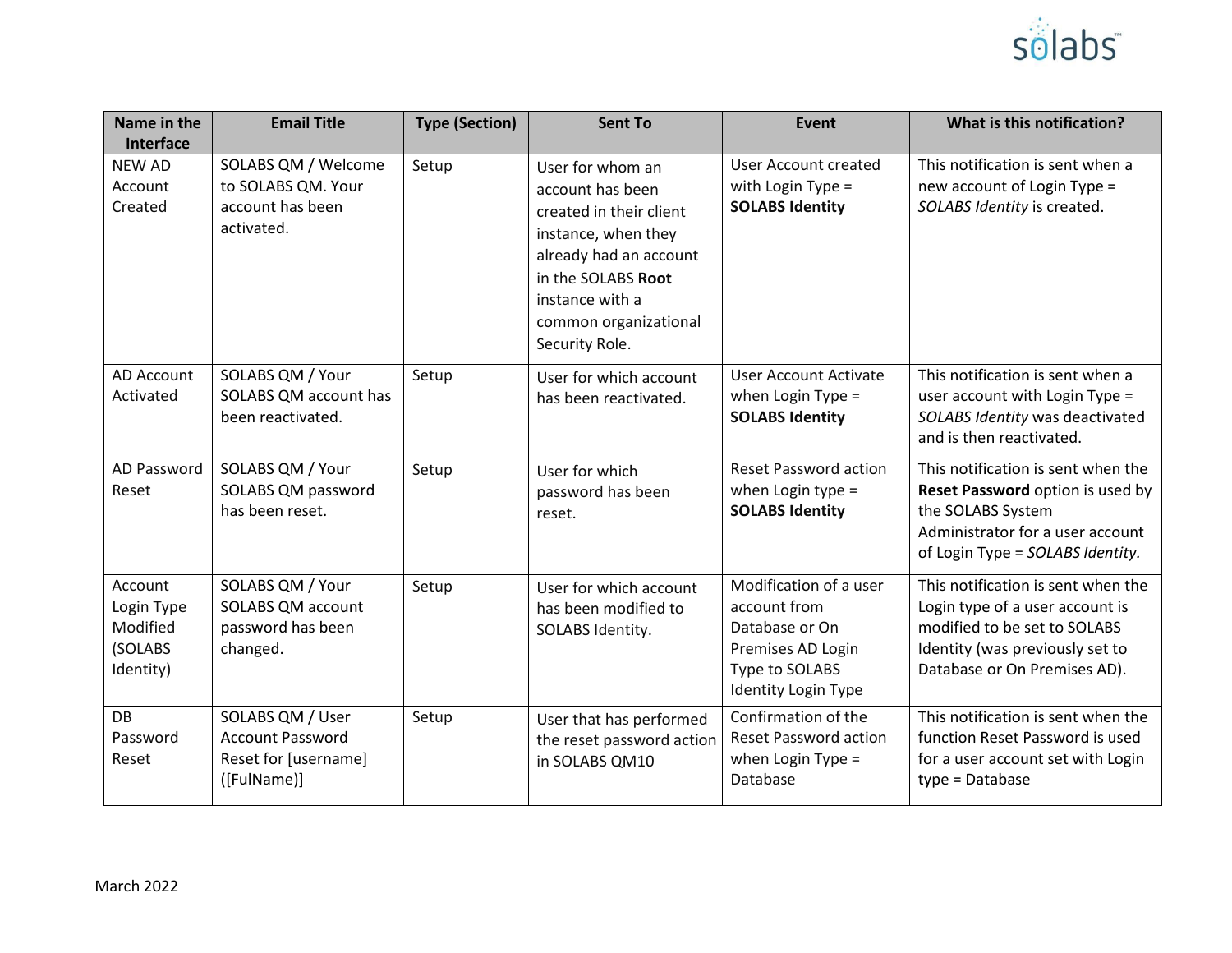| Name in the Interface | Email Title | Type (Section) | Sent To | Event | What is this notification? |
|---|---|---|---|---|---|
| NEW AD Account Created | SOLABS QM / Welcome to SOLABS QM. Your account has been activated. | Setup | User for whom an account has been created in their client instance, when they already had an account in the SOLABS **Root** instance with a common organizational Security Role. | User Account created with Login Type = **SOLABS Identity** | This notification is sent when a new account of Login Type = *SOLABS Identity* is created. |
| AD Account Activated | SOLABS QM / Your SOLABS QM account has been reactivated. | Setup | User for which account has been reactivated. | User Account Activate when Login Type = **SOLABS Identity** | This notification is sent when a user account with Login Type = *SOLABS Identity* was deactivated and is then reactivated. |
| AD Password Reset | SOLABS QM / Your SOLABS QM password has been reset. | Setup | User for which password has been reset. | Reset Password action when Login type = **SOLABS Identity** | This notification is sent when the **Reset Password** option is used by the SOLABS System Administrator for a user account of Login Type = *SOLABS Identity.* |
| Account Login Type Modified (SOLABS Identity) | SOLABS QM / Your SOLABS QM account password has been changed. | Setup | User for which account has been modified to SOLABS Identity. | Modification of a user account from Database or On Premises AD Login Type to SOLABS Identity Login Type | This notification is sent when the Login type of a user account is modified to be set to SOLABS Identity (was previously set to Database or On Premises AD). |
| DB Password Reset | SOLABS QM / User Account Password Reset for [username] ([FulName)] | Setup | User that has performed the reset password action in SOLABS QM10 | Confirmation of the Reset Password action when Login Type = Database | This notification is sent when the function Reset Password is used for a user account set with Login type = Database |

March 2022